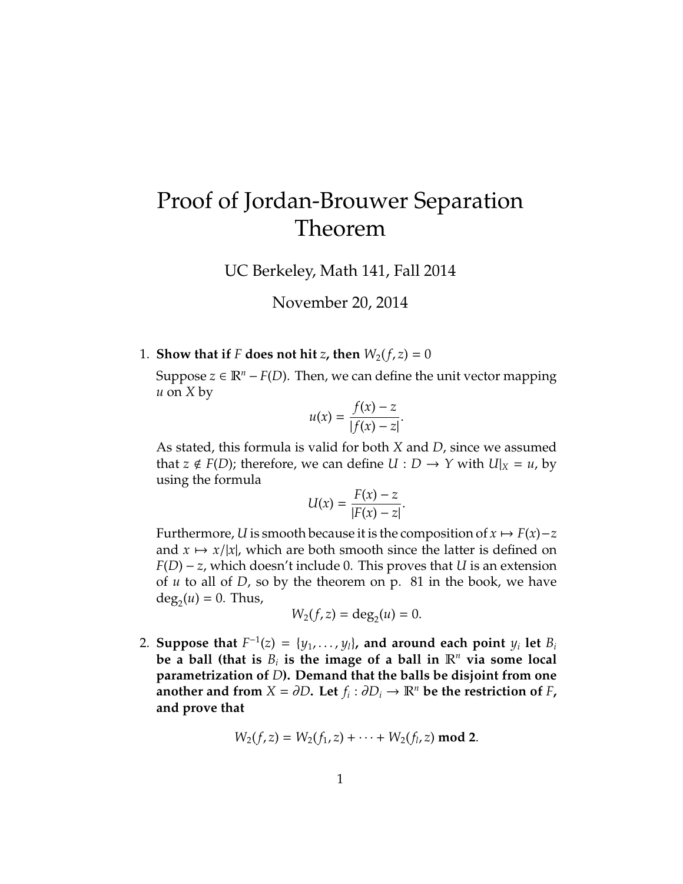# Proof of Jordan-Brouwer Separation Theorem

UC Berkeley, Math 141, Fall 2014

November 20, 2014

1. **Show that if $F$ does not hit $z$, then $W_2(f, z) = 0$**

   Suppose $z \in \mathbb{R}^n - F(D)$. Then, we can define the unit vector mapping $u$ on $X$ by
   $$u(x) = \frac{f(x) - z}{|f(x) - z|}.$$
   As stated, this formula is valid for both $X$ and $D$, since we assumed that $z \notin F(D)$; therefore, we can define $U : D \to Y$ with $U|_X = u$, by using the formula
   $$U(x) = \frac{F(x) - z}{|F(x) - z|}.$$
   Furthermore, $U$ is smooth because it is the composition of $x \mapsto F(x) - z$ and $x \mapsto x/|x|$, which are both smooth since the latter is defined on $F(D) - z$, which doesn't include 0. This proves that $U$ is an extension of $u$ to all of $D$, so by the theorem on p. 81 in the book, we have $\deg_2(u) = 0$. Thus,
   $$W_2(f, z) = \deg_2(u) = 0.$$

2. **Suppose that $F^{-1}(z) = \{y_1, \dots, y_l\}$, and around each point $y_i$ let $B_i$ be a ball (that is $B_i$ is the image of a ball in $\mathbb{R}^n$ via some local parametrization of $D$). Demand that the balls be disjoint from one another and from $X = \partial D$. Let $f_i : \partial D_i \to \mathbb{R}^n$ be the restriction of $F$, and prove that**

   $$W_2(f, z) = W_2(f_1, z) + \cdots + W_2(f_l, z) \textbf{ mod 2}.$$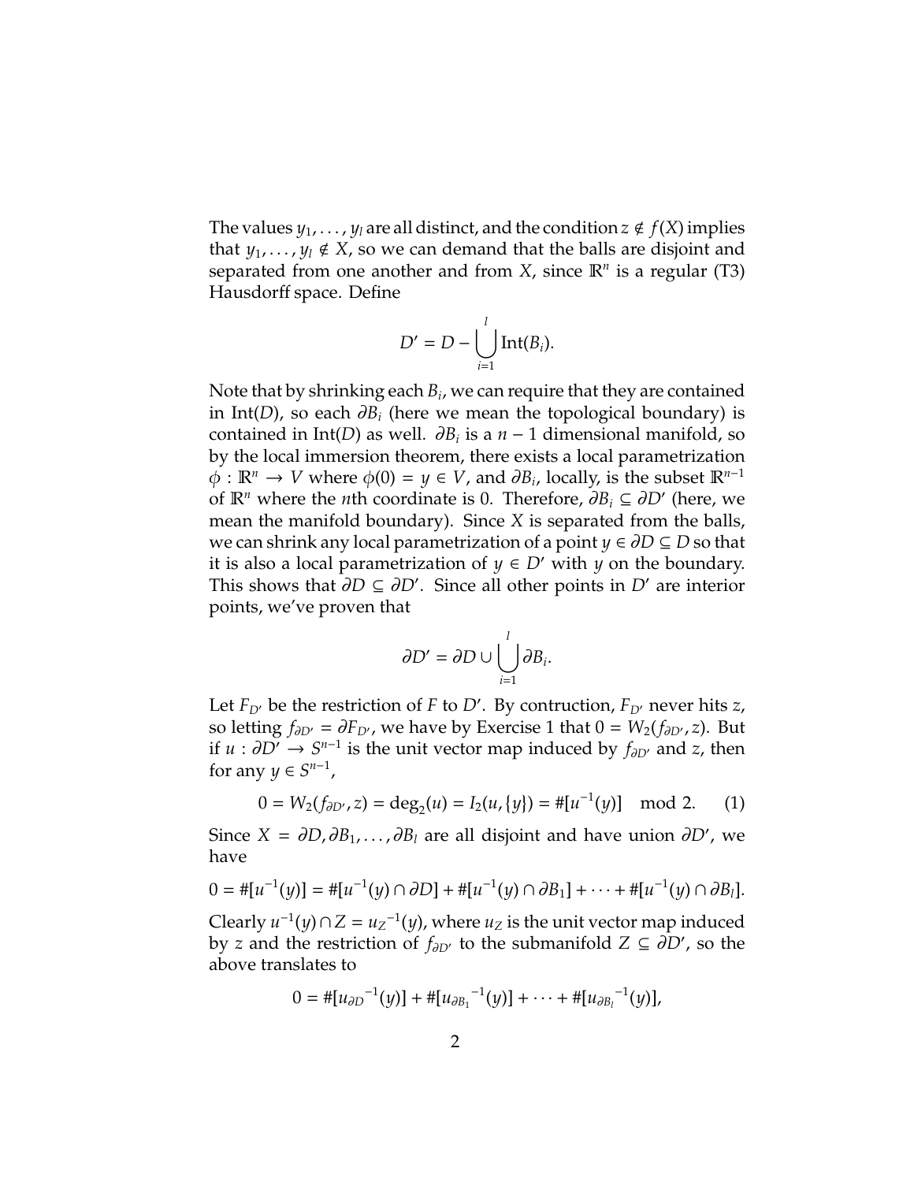The values $y_1, \ldots, y_l$ are all distinct, and the condition $z \notin f(X)$ implies that $y_1, \ldots, y_l \notin X$, so we can demand that the balls are disjoint and separated from one another and from $X$, since $\mathbb{R}^n$ is a regular (T3) Hausdorff space. Define

$$D' = D - \bigcup_{i=1}^{l} \text{Int}(B_i).$$

Note that by shrinking each $B_i$, we can require that they are contained in $\text{Int}(D)$, so each $\partial B_i$ (here we mean the topological boundary) is contained in $\text{Int}(D)$ as well. $\partial B_i$ is a $n-1$ dimensional manifold, so by the local immersion theorem, there exists a local parametrization $\phi : \mathbb{R}^n \to V$ where $\phi(0) = y \in V$, and $\partial B_i$, locally, is the subset $\mathbb{R}^{n-1}$ of $\mathbb{R}^n$ where the $n$th coordinate is 0. Therefore, $\partial B_i \subseteq \partial D'$ (here, we mean the manifold boundary). Since $X$ is separated from the balls, we can shrink any local parametrization of a point $y \in \partial D \subseteq D$ so that it is also a local parametrization of $y \in D'$ with $y$ on the boundary. This shows that $\partial D \subseteq \partial D'$. Since all other points in $D'$ are interior points, we've proven that

$$\partial D' = \partial D \cup \bigcup_{i=1}^{l} \partial B_i.$$

Let $F_{D'}$ be the restriction of $F$ to $D'$. By contruction, $F_{D'}$ never hits $z$, so letting $f_{\partial D'} = \partial F_{D'}$, we have by Exercise 1 that $0 = W_2(f_{\partial D'}, z)$. But if $u : \partial D' \to S^{n-1}$ is the unit vector map induced by $f_{\partial D'}$ and $z$, then for any $y \in S^{n-1}$,

$$0 = W_2(f_{\partial D'}, z) = \deg_2(u) = I_2(u, \{y\}) = \#[u^{-1}(y)] \mod 2. \quad (1)$$

Since $X = \partial D, \partial B_1, \ldots, \partial B_l$ are all disjoint and have union $\partial D'$, we have

$$0 = \#[u^{-1}(y)] = \#[u^{-1}(y) \cap \partial D] + \#[u^{-1}(y) \cap \partial B_1] + \cdots + \#[u^{-1}(y) \cap \partial B_l].$$

Clearly $u^{-1}(y) \cap Z = {u_Z}^{-1}(y)$, where $u_Z$ is the unit vector map induced by $z$ and the restriction of $f_{\partial D'}$ to the submanifold $Z \subseteq \partial D'$, so the above translates to

$$0 = \#[{u_{\partial D}}^{-1}(y)] + \#[{u_{\partial B_1}}^{-1}(y)] + \cdots + \#[{u_{\partial B_l}}^{-1}(y)],$$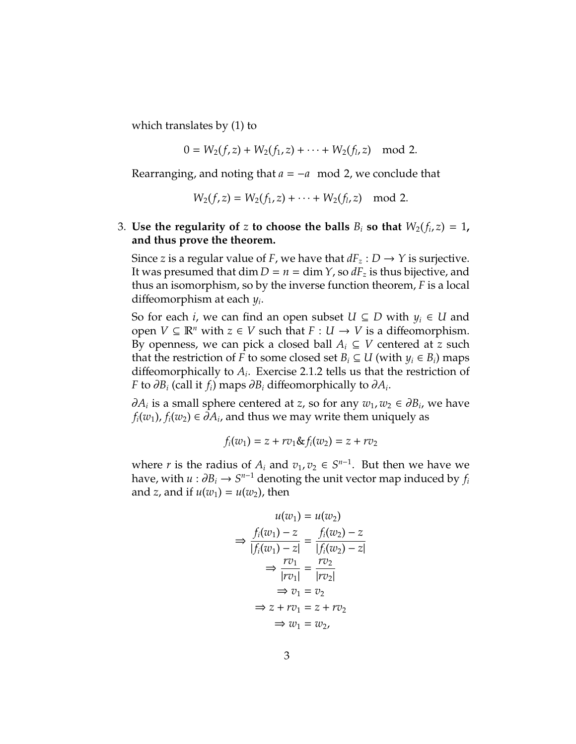which translates by (1) to

$$0 = W_2(f, z) + W_2(f_1, z) + \cdots + W_2(f_l, z) \mod 2.$$

Rearranging, and noting that $a = -a \mod 2$, we conclude that

$$W_2(f, z) = W_2(f_1, z) + \cdots + W_2(f_l, z) \mod 2.$$

3. **Use the regularity of $z$ to choose the balls $B_i$ so that $W_2(f_i, z) = 1$, and thus prove the theorem.**

   Since $z$ is a regular value of $F$, we have that $dF_z : D \to Y$ is surjective. It was presumed that $\dim D = n = \dim Y$, so $dF_z$ is thus bijective, and thus an isomorphism, so by the inverse function theorem, $F$ is a local diffeomorphism at each $y_i$.

   So for each $i$, we can find an open subset $U \subseteq D$ with $y_i \in U$ and open $V \subseteq \mathbb{R}^n$ with $z \in V$ such that $F : U \to V$ is a diffeomorphism. By openness, we can pick a closed ball $A_i \subseteq V$ centered at $z$ such that the restriction of $F$ to some closed set $B_i \subseteq U$ (with $y_i \in B_i$) maps diffeomorphically to $A_i$. Exercise 2.1.2 tells us that the restriction of $F$ to $\partial B_i$ (call it $f_i$) maps $\partial B_i$ diffeomorphically to $\partial A_i$.

   $\partial A_i$ is a small sphere centered at $z$, so for any $w_1, w_2 \in \partial B_i$, we have $f_i(w_1), f_i(w_2) \in \partial A_i$, and thus we may write them uniquely as

$$f_i(w_1) = z + rv_1 \& f_i(w_2) = z + rv_2$$

   where $r$ is the radius of $A_i$ and $v_1, v_2 \in S^{n-1}$. But then we have we have, with $u : \partial B_i \to S^{n-1}$ denoting the unit vector map induced by $f_i$ and $z$, and if $u(w_1) = u(w_2)$, then

$$\begin{aligned}
u(w_1) &= u(w_2) \\
\Rightarrow \frac{f_i(w_1) - z}{|f_i(w_1) - z|} &= \frac{f_i(w_2) - z}{|f_i(w_2) - z|} \\
\Rightarrow \frac{rv_1}{|rv_1|} &= \frac{rv_2}{|rv_2|} \\
\Rightarrow v_1 &= v_2 \\
\Rightarrow z + rv_1 &= z + rv_2 \\
\Rightarrow w_1 &= w_2,
\end{aligned}$$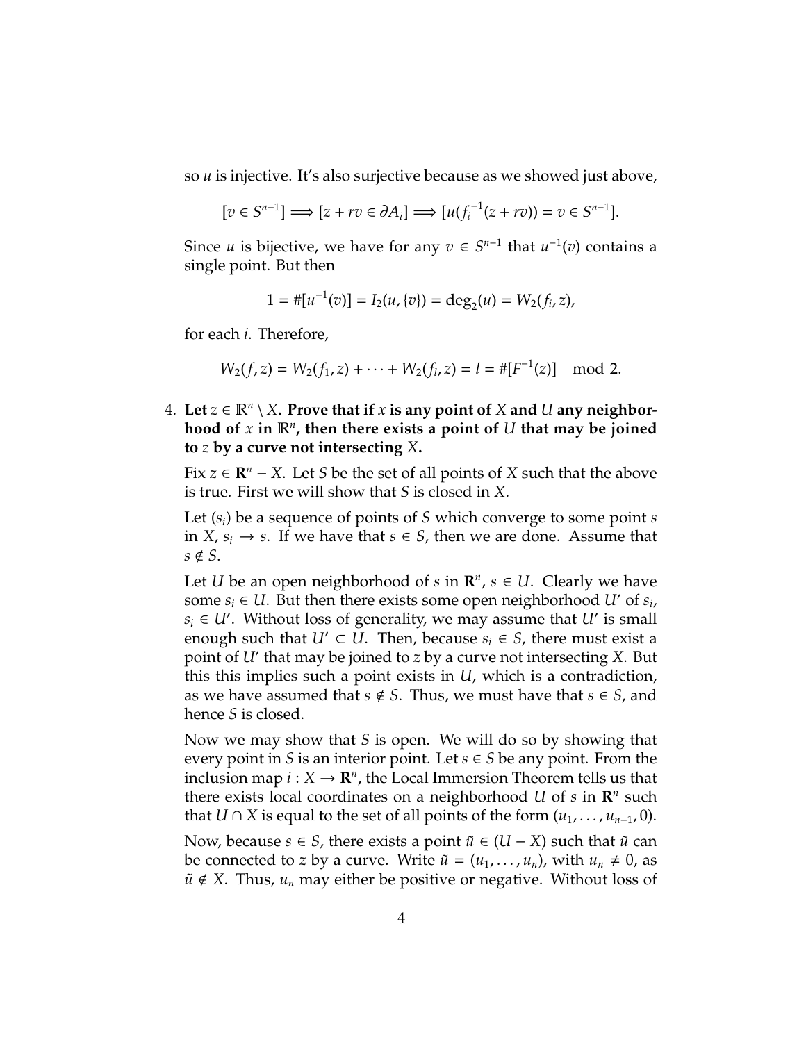so $u$ is injective. It's also surjective because as we showed just above,

$$[v \in S^{n-1}] \Longrightarrow [z + rv \in \partial A_i] \Longrightarrow [u(f_i^{-1}(z + rv)) = v \in S^{n-1}].$$

Since $u$ is bijective, we have for any $v \in S^{n-1}$ that $u^{-1}(v)$ contains a single point. But then

$$1 = \#[u^{-1}(v)] = I_2(u, \{v\}) = \deg_2(u) = W_2(f_i, z),$$

for each $i$. Therefore,

$$W_2(f, z) = W_2(f_1, z) + \cdots + W_2(f_l, z) = l = \#[F^{-1}(z)] \mod 2.$$

4. **Let $z \in \mathbb{R}^n \setminus X$. Prove that if $x$ is any point of $X$ and $U$ any neighborhood of $x$ in $\mathbb{R}^n$, then there exists a point of $U$ that may be joined to $z$ by a curve not intersecting $X$.**

   Fix $z \in \mathbf{R}^n - X$. Let $S$ be the set of all points of $X$ such that the above is true. First we will show that $S$ is closed in $X$.

   Let $(s_i)$ be a sequence of points of $S$ which converge to some point $s$ in $X$, $s_i \to s$. If we have that $s \in S$, then we are done. Assume that $s \notin S$.

   Let $U$ be an open neighborhood of $s$ in $\mathbf{R}^n$, $s \in U$. Clearly we have some $s_i \in U$. But then there exists some open neighborhood $U'$ of $s_i$, $s_i \in U'$. Without loss of generality, we may assume that $U'$ is small enough such that $U' \subset U$. Then, because $s_i \in S$, there must exist a point of $U'$ that may be joined to $z$ by a curve not intersecting $X$. But this this implies such a point exists in $U$, which is a contradiction, as we have assumed that $s \notin S$. Thus, we must have that $s \in S$, and hence $S$ is closed.

   Now we may show that $S$ is open. We will do so by showing that every point in $S$ is an interior point. Let $s \in S$ be any point. From the inclusion map $i : X \to \mathbf{R}^n$, the Local Immersion Theorem tells us that there exists local coordinates on a neighborhood $U$ of $s$ in $\mathbf{R}^n$ such that $U \cap X$ is equal to the set of all points of the form $(u_1, \ldots, u_{n-1}, 0)$.

   Now, because $s \in S$, there exists a point $\tilde{u} \in (U - X)$ such that $\tilde{u}$ can be connected to $z$ by a curve. Write $\tilde{u} = (u_1, \ldots, u_n)$, with $u_n \neq 0$, as $\tilde{u} \notin X$. Thus, $u_n$ may either be positive or negative. Without loss of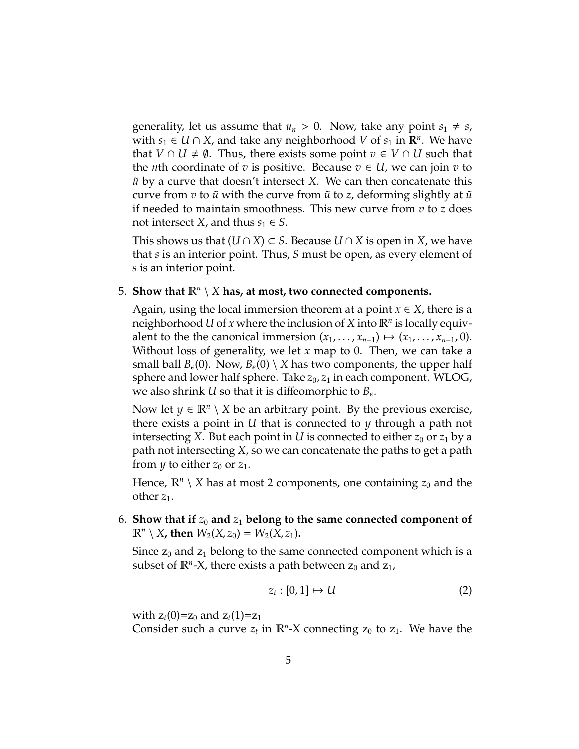generality, let us assume that $u_n > 0$. Now, take any point $s_1 \neq s$, with $s_1 \in U \cap X$, and take any neighborhood $V$ of $s_1$ in $\mathbf{R}^n$. We have that $V \cap U \neq \emptyset$. Thus, there exists some point $v \in V \cap U$ such that the $n$th coordinate of $v$ is positive. Because $v \in U$, we can join $v$ to $\tilde{u}$ by a curve that doesn't intersect $X$. We can then concatenate this curve from $v$ to $\tilde{u}$ with the curve from $\tilde{u}$ to $z$, deforming slightly at $\tilde{u}$ if needed to maintain smoothness. This new curve from $v$ to $z$ does not intersect $X$, and thus $s_1 \in S$.

This shows us that $(U \cap X) \subset S$. Because $U \cap X$ is open in $X$, we have that $s$ is an interior point. Thus, $S$ must be open, as every element of $s$ is an interior point.

5. **Show that $\mathbb{R}^n \setminus X$ has, at most, two connected components.**

   Again, using the local immersion theorem at a point $x \in X$, there is a neighborhood $U$ of $x$ where the inclusion of $X$ into $\mathbb{R}^n$ is locally equivalent to the the canonical immersion $(x_1, \ldots, x_{n-1}) \mapsto (x_1, \ldots, x_{n-1}, 0)$. Without loss of generality, we let $x$ map to 0. Then, we can take a small ball $B_\epsilon(0)$. Now, $B_\epsilon(0) \setminus X$ has two components, the upper half sphere and lower half sphere. Take $z_0, z_1$ in each component. WLOG, we also shrink $U$ so that it is diffeomorphic to $B_\epsilon$.

   Now let $y \in \mathbb{R}^n \setminus X$ be an arbitrary point. By the previous exercise, there exists a point in $U$ that is connected to $y$ through a path not intersecting $X$. But each point in $U$ is connected to either $z_0$ or $z_1$ by a path not intersecting $X$, so we can concatenate the paths to get a path from $y$ to either $z_0$ or $z_1$.

   Hence, $\mathbb{R}^n \setminus X$ has at most 2 components, one containing $z_0$ and the other $z_1$.

6. **Show that if $z_0$ and $z_1$ belong to the same connected component of $\mathbb{R}^n \setminus X$, then $W_2(X, z_0) = W_2(X, z_1)$.**

   Since $z_0$ and $z_1$ belong to the same connected component which is a subset of $\mathbb{R}^n$-X, there exists a path between $z_0$ and $z_1$,

$$z_t : [0, 1] \mapsto U \tag{2}$$

   with $z_t(0)=z_0$ and $z_t(1)=z_1$
   Consider such a curve $z_t$ in $\mathbb{R}^n$-X connecting $z_0$ to $z_1$. We have the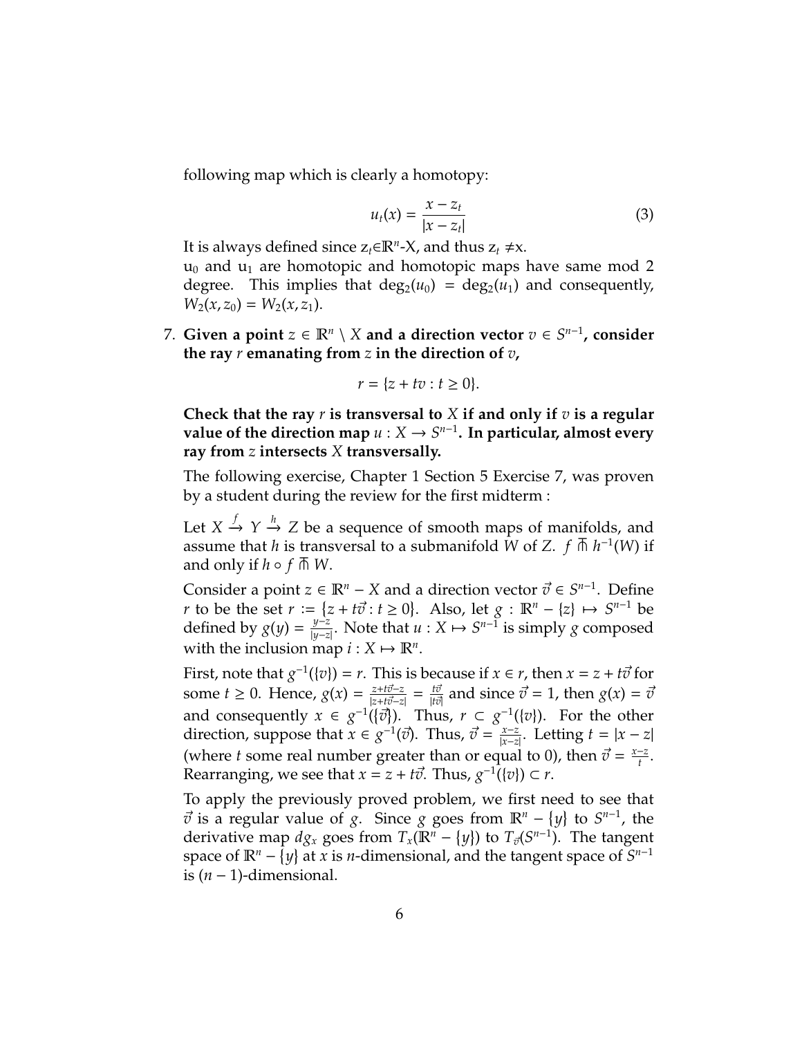following map which is clearly a homotopy:

$$u_t(x) = \frac{x - z_t}{|x - z_t|} \tag{3}$$

It is always defined since $z_t \in \mathbb{R}^n$-X, and thus $z_t \neq$x.

$u_0$ and $u_1$ are homotopic and homotopic maps have same mod 2 degree. This implies that $\deg_2(u_0) = \deg_2(u_1)$ and consequently, $W_2(x, z_0) = W_2(x, z_1)$.

7. **Given a point $z \in \mathbb{R}^n \setminus X$ and a direction vector $v \in S^{n-1}$, consider the ray $r$ emanating from $z$ in the direction of $v$,**

$$r = \{z + tv : t \geq 0\}.$$

**Check that the ray $r$ is transversal to $X$ if and only if $v$ is a regular value of the direction map $u : X \to S^{n-1}$. In particular, almost every ray from $z$ intersects $X$ transversally.**

The following exercise, Chapter 1 Section 5 Exercise 7, was proven by a student during the review for the first midterm :

Let $X \xrightarrow{f} Y \xrightarrow{h} Z$ be a sequence of smooth maps of manifolds, and assume that $h$ is transversal to a submanifold $W$ of $Z$. $f \pitchfork h^{-1}(W)$ if and only if $h \circ f \pitchfork W$.

Consider a point $z \in \mathbb{R}^n - X$ and a direction vector $\vec{v} \in S^{n-1}$. Define $r$ to be the set $r := \{z + t\vec{v} : t \geq 0\}$. Also, let $g : \mathbb{R}^n - \{z\} \mapsto S^{n-1}$ be defined by $g(y) = \frac{y-z}{|y-z|}$. Note that $u : X \mapsto S^{n-1}$ is simply $g$ composed with the inclusion map $i : X \mapsto \mathbb{R}^n$.

First, note that $g^{-1}(\{v\}) = r$. This is because if $x \in r$, then $x = z + t\vec{v}$ for some $t \geq 0$. Hence, $g(x) = \frac{z+t\vec{v}-z}{|z+t\vec{v}-z|} = \frac{t\vec{v}}{|t\vec{v}|}$ and since $\vec{v} = 1$, then $g(x) = \vec{v}$ and consequently $x \in g^{-1}(\{\vec{v}\})$. Thus, $r \subset g^{-1}(\{v\})$. For the other direction, suppose that $x \in g^{-1}(\vec{v})$. Thus, $\vec{v} = \frac{x-z}{|x-z|}$. Letting $t = |x - z|$ (where $t$ some real number greater than or equal to 0), then $\vec{v} = \frac{x-z}{t}$. Rearranging, we see that $x = z + t\vec{v}$. Thus, $g^{-1}(\{v\}) \subset r$.

To apply the previously proved problem, we first need to see that $\vec{v}$ is a regular value of $g$. Since $g$ goes from $\mathbb{R}^n - \{y\}$ to $S^{n-1}$, the derivative map $dg_x$ goes from $T_x(\mathbb{R}^n - \{y\})$ to $T_{\vec{v}}(S^{n-1})$. The tangent space of $\mathbb{R}^n - \{y\}$ at $x$ is $n$-dimensional, and the tangent space of $S^{n-1}$ is $(n-1)$-dimensional.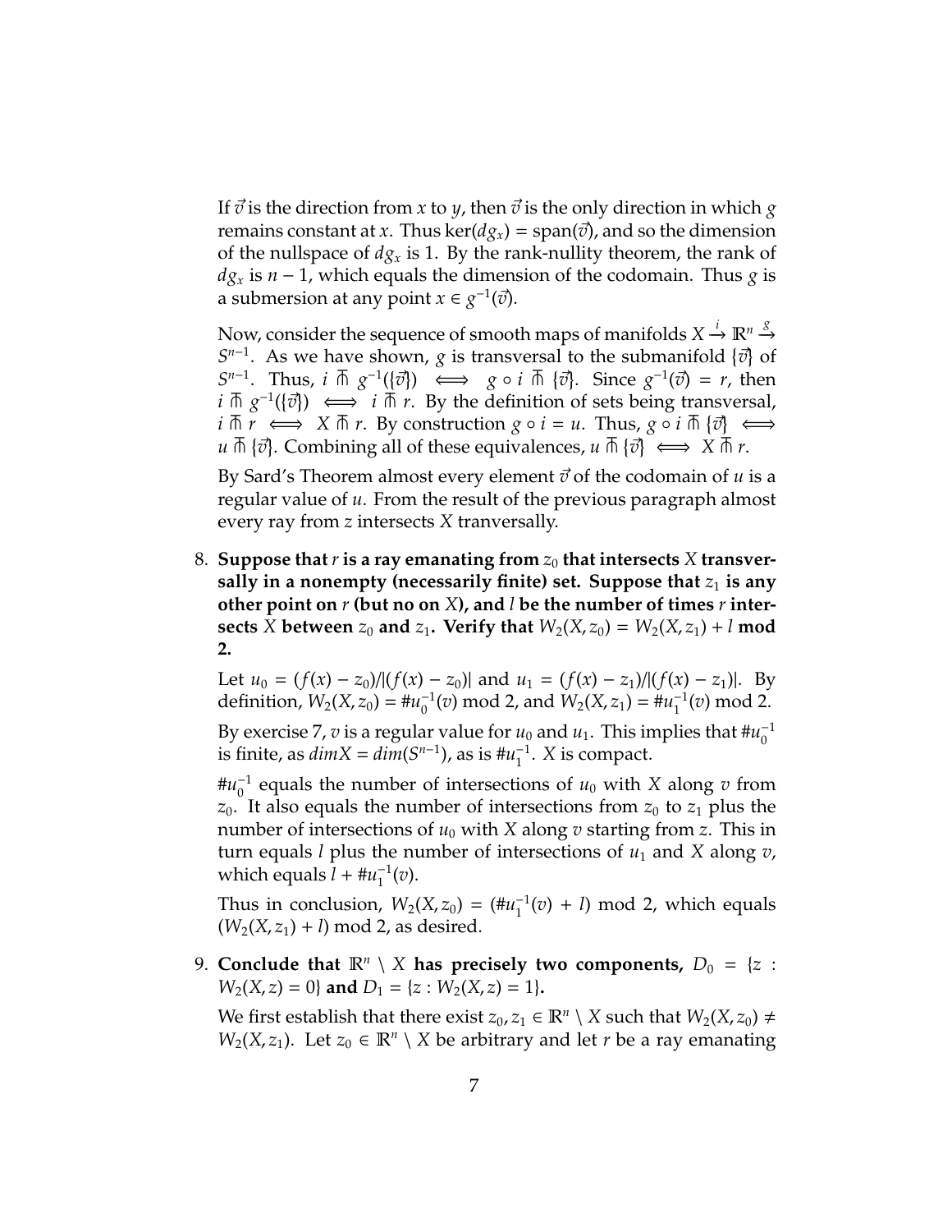If $\vec{v}$ is the direction from $x$ to $y$, then $\vec{v}$ is the only direction in which $g$ remains constant at $x$. Thus $\ker(dg_x) = \text{span}(\vec{v})$, and so the dimension of the nullspace of $dg_x$ is 1. By the rank-nullity theorem, the rank of $dg_x$ is $n-1$, which equals the dimension of the codomain. Thus $g$ is a submersion at any point $x \in g^{-1}(\vec{v})$.

Now, consider the sequence of smooth maps of manifolds $X \xrightarrow{i} \mathbb{R}^n \xrightarrow{g} S^{n-1}$. As we have shown, $g$ is transversal to the submanifold $\{\vec{v}\}$ of $S^{n-1}$. Thus, $i \pitchfork g^{-1}(\{\vec{v}\}) \iff g \circ i \pitchfork \{\vec{v}\}$. Since $g^{-1}(\vec{v}) = r$, then $i \pitchfork g^{-1}(\{\vec{v}\}) \iff i \pitchfork r$. By the definition of sets being transversal, $i \pitchfork r \iff X \pitchfork r$. By construction $g \circ i = u$. Thus, $g \circ i \pitchfork \{\vec{v}\} \iff u \pitchfork \{\vec{v}\}$. Combining all of these equivalences, $u \pitchfork \{\vec{v}\} \iff X \pitchfork r$.

By Sard's Theorem almost every element $\vec{v}$ of the codomain of $u$ is a regular value of $u$. From the result of the previous paragraph almost every ray from $z$ intersects $X$ tranversally.

8. **Suppose that $r$ is a ray emanating from $z_0$ that intersects $X$ transversally in a nonempty (necessarily finite) set. Suppose that $z_1$ is any other point on $r$ (but no on $X$), and $l$ be the number of times $r$ intersects $X$ between $z_0$ and $z_1$. Verify that $W_2(X, z_0) = W_2(X, z_1) + l$ mod 2.**

   Let $u_0 = (f(x) - z_0)/|(f(x) - z_0)|$ and $u_1 = (f(x) - z_1)/|(f(x) - z_1)|$. By definition, $W_2(X, z_0) = \#u_0^{-1}(v) \bmod 2$, and $W_2(X, z_1) = \#u_1^{-1}(v) \bmod 2$.

   By exercise 7, $v$ is a regular value for $u_0$ and $u_1$. This implies that $\#u_0^{-1}$ is finite, as $dim X = dim(S^{n-1})$, as is $\#u_1^{-1}$. $X$ is compact.

   $\#u_0^{-1}$ equals the number of intersections of $u_0$ with $X$ along $v$ from $z_0$. It also equals the number of intersections from $z_0$ to $z_1$ plus the number of intersections of $u_0$ with $X$ along $v$ starting from $z$. This in turn equals $l$ plus the number of intersections of $u_1$ and $X$ along $v$, which equals $l + \#u_1^{-1}(v)$.

   Thus in conclusion, $W_2(X, z_0) = (\#u_1^{-1}(v) + l) \bmod 2$, which equals $(W_2(X, z_1) + l) \bmod 2$, as desired.

9. **Conclude that $\mathbb{R}^n \setminus X$ has precisely two components, $D_0 = \{z : W_2(X, z) = 0\}$ and $D_1 = \{z : W_2(X, z) = 1\}$.**

   We first establish that there exist $z_0, z_1 \in \mathbb{R}^n \setminus X$ such that $W_2(X, z_0) \neq W_2(X, z_1)$. Let $z_0 \in \mathbb{R}^n \setminus X$ be arbitrary and let $r$ be a ray emanating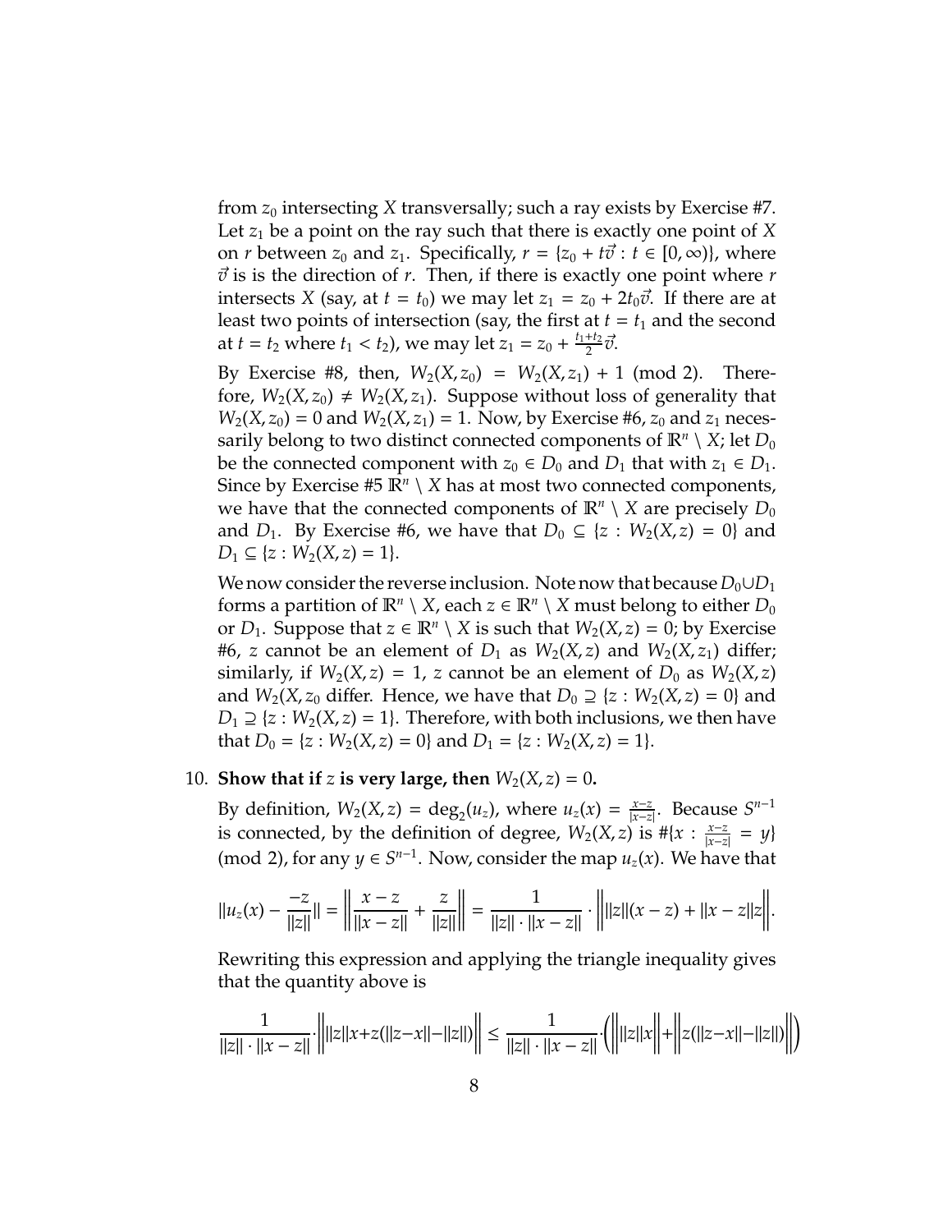from $z_0$ intersecting $X$ transversally; such a ray exists by Exercise #7. Let $z_1$ be a point on the ray such that there is exactly one point of $X$ on $r$ between $z_0$ and $z_1$. Specifically, $r = \{z_0 + t\vec{v} : t \in [0, \infty)\}$, where $\vec{v}$ is is the direction of $r$. Then, if there is exactly one point where $r$ intersects $X$ (say, at $t = t_0$) we may let $z_1 = z_0 + 2t_0\vec{v}$. If there are at least two points of intersection (say, the first at $t = t_1$ and the second at $t = t_2$ where $t_1 < t_2$), we may let $z_1 = z_0 + \frac{t_1+t_2}{2}\vec{v}$.

By Exercise #8, then, $W_2(X, z_0) = W_2(X, z_1) + 1 \pmod 2$. Therefore, $W_2(X, z_0) \neq W_2(X, z_1)$. Suppose without loss of generality that $W_2(X, z_0) = 0$ and $W_2(X, z_1) = 1$. Now, by Exercise #6, $z_0$ and $z_1$ necessarily belong to two distinct connected components of $\mathbb{R}^n \setminus X$; let $D_0$ be the connected component with $z_0 \in D_0$ and $D_1$ that with $z_1 \in D_1$. Since by Exercise #5 $\mathbb{R}^n \setminus X$ has at most two connected components, we have that the connected components of $\mathbb{R}^n \setminus X$ are precisely $D_0$ and $D_1$. By Exercise #6, we have that $D_0 \subseteq \{z : W_2(X, z) = 0\}$ and $D_1 \subseteq \{z : W_2(X, z) = 1\}$.

We now consider the reverse inclusion. Note now that because $D_0 \cup D_1$ forms a partition of $\mathbb{R}^n \setminus X$, each $z \in \mathbb{R}^n \setminus X$ must belong to either $D_0$ or $D_1$. Suppose that $z \in \mathbb{R}^n \setminus X$ is such that $W_2(X, z) = 0$; by Exercise #6, $z$ cannot be an element of $D_1$ as $W_2(X, z)$ and $W_2(X, z_1)$ differ; similarly, if $W_2(X, z) = 1$, $z$ cannot be an element of $D_0$ as $W_2(X, z)$ and $W_2(X, z_0$ differ. Hence, we have that $D_0 \supseteq \{z : W_2(X, z) = 0\}$ and $D_1 \supseteq \{z : W_2(X, z) = 1\}$. Therefore, with both inclusions, we then have that $D_0 = \{z : W_2(X, z) = 0\}$ and $D_1 = \{z : W_2(X, z) = 1\}$.

10. **Show that if $z$ is very large, then $W_2(X, z) = 0$.**

By definition, $W_2(X, z) = \deg_2(u_z)$, where $u_z(x) = \frac{x-z}{|x-z|}$. Because $S^{n-1}$ is connected, by the definition of degree, $W_2(X, z)$ is $\#\{x : \frac{x-z}{|x-z|} = y\} \pmod 2$, for any $y \in S^{n-1}$. Now, consider the map $u_z(x)$. We have that

$$||u_z(x) - \frac{-z}{||z||}|| = \left\| \frac{x-z}{||x-z||} + \frac{z}{||z||} \right\| = \frac{1}{||z|| \cdot ||x-z||} \cdot \left\| ||z||(x-z) + ||x-z||z \right\|.$$

Rewriting this expression and applying the triangle inequality gives that the quantity above is

$$\frac{1}{||z|| \cdot ||x-z||} \cdot \left\| ||z||x + z(||z-x|| - ||z||) \right\| \leq \frac{1}{||z|| \cdot ||x-z||} \cdot \left( \left\| ||z||x \right\| + \left\| z(||z-x|| - ||z||) \right\| \right)$$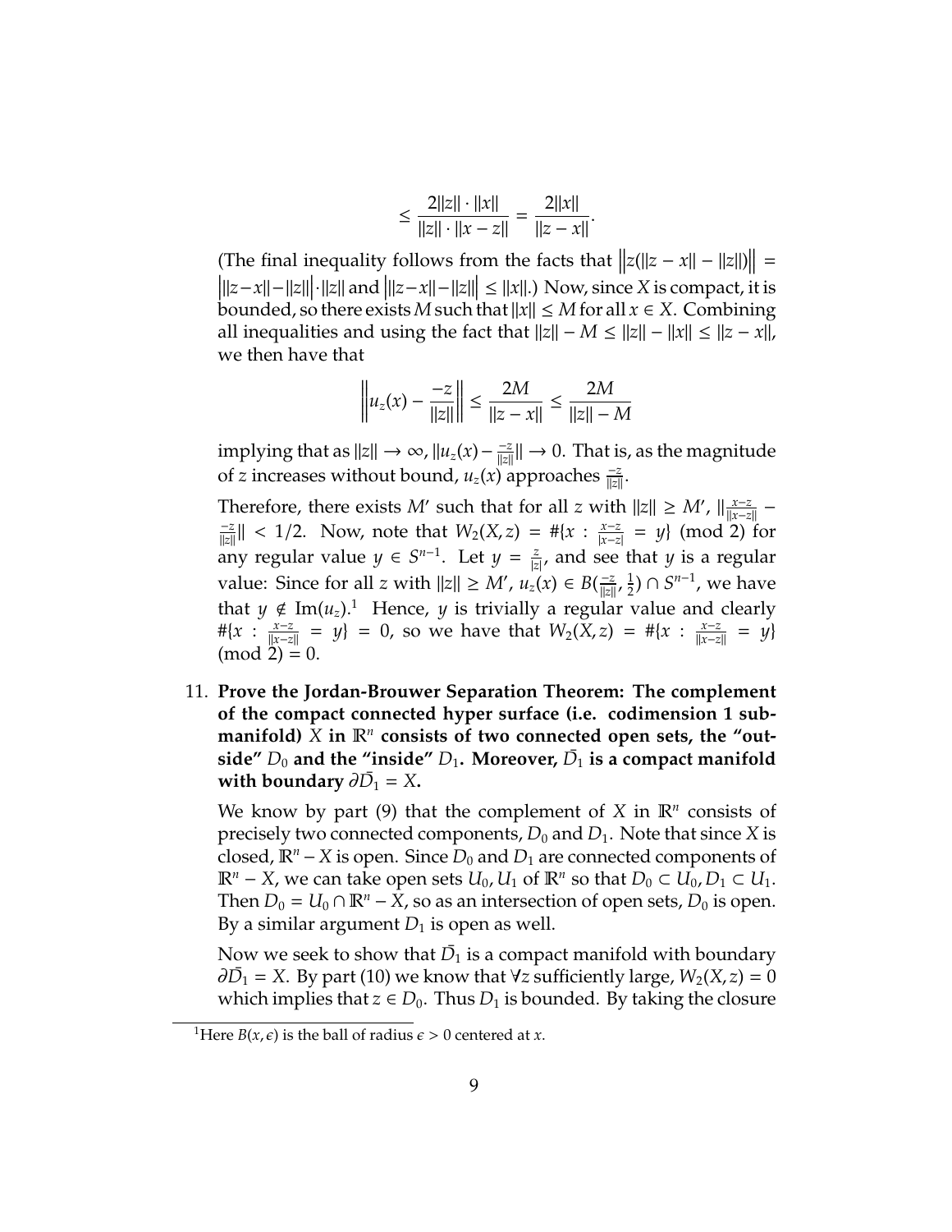$$\leq \frac{2\|z\| \cdot \|x\|}{\|z\| \cdot \|x - z\|} = \frac{2\|x\|}{\|z - x\|}.$$

(The final inequality follows from the facts that $\big\|z(\|z - x\| - \|z\|)\big\| = \big|\|z-x\|-\|z\|\big| \cdot \|z\|$ and $\big|\|z-x\|-\|z\|\big| \leq \|x\|$.) Now, since $X$ is compact, it is bounded, so there exists $M$ such that $\|x\| \leq M$ for all $x \in X$. Combining all inequalities and using the fact that $\|z\| - M \leq \|z\| - \|x\| \leq \|z - x\|$, we then have that

$$\left\| u_z(x) - \frac{-z}{\|z\|} \right\| \leq \frac{2M}{\|z - x\|} \leq \frac{2M}{\|z\| - M}$$

implying that as $\|z\| \to \infty$, $\|u_z(x) - \frac{-z}{\|z\|}\| \to 0$. That is, as the magnitude of $z$ increases without bound, $u_z(x)$ approaches $\frac{-z}{\|z\|}$.

Therefore, there exists $M'$ such that for all $z$ with $\|z\| \geq M'$, $\|\frac{x-z}{\|x-z\|} - \frac{-z}{\|z\|}\| < 1/2$. Now, note that $W_2(X, z) = \#\{x : \frac{x-z}{|x-z|} = y\} \pmod 2$ for any regular value $y \in S^{n-1}$. Let $y = \frac{z}{|z|}$, and see that $y$ is a regular value: Since for all $z$ with $\|z\| \geq M'$, $u_z(x) \in B(\frac{-z}{\|z\|}, \frac{1}{2}) \cap S^{n-1}$, we have that $y \notin \text{Im}(u_z)$.[1] Hence, $y$ is trivially a regular value and clearly $\#\{x : \frac{x-z}{\|x-z\|} = y\} = 0$, so we have that $W_2(X, z) = \#\{x : \frac{x-z}{\|x-z\|} = y\} \pmod 2 = 0$.

11. **Prove the Jordan-Brouwer Separation Theorem: The complement of the compact connected hyper surface (i.e. codimension 1 submanifold) $X$ in $\mathbb{R}^n$ consists of two connected open sets, the "outside" $D_0$ and the "inside" $D_1$. Moreover, $\bar{D_1}$ is a compact manifold with boundary $\partial\bar{D_1} = X$.**

    We know by part (9) that the complement of $X$ in $\mathbb{R}^n$ consists of precisely two connected components, $D_0$ and $D_1$. Note that since $X$ is closed, $\mathbb{R}^n - X$ is open. Since $D_0$ and $D_1$ are connected components of $\mathbb{R}^n - X$, we can take open sets $U_0, U_1$ of $\mathbb{R}^n$ so that $D_0 \subset U_0, D_1 \subset U_1$. Then $D_0 = U_0 \cap \mathbb{R}^n - X$, so as an intersection of open sets, $D_0$ is open. By a similar argument $D_1$ is open as well.

    Now we seek to show that $\bar{D_1}$ is a compact manifold with boundary $\partial\bar{D_1} = X$. By part (10) we know that $\forall z$ sufficiently large, $W_2(X, z) = 0$ which implies that $z \in D_0$. Thus $D_1$ is bounded. By taking the closure

---

[1] Here $B(x, \epsilon)$ is the ball of radius $\epsilon > 0$ centered at $x$.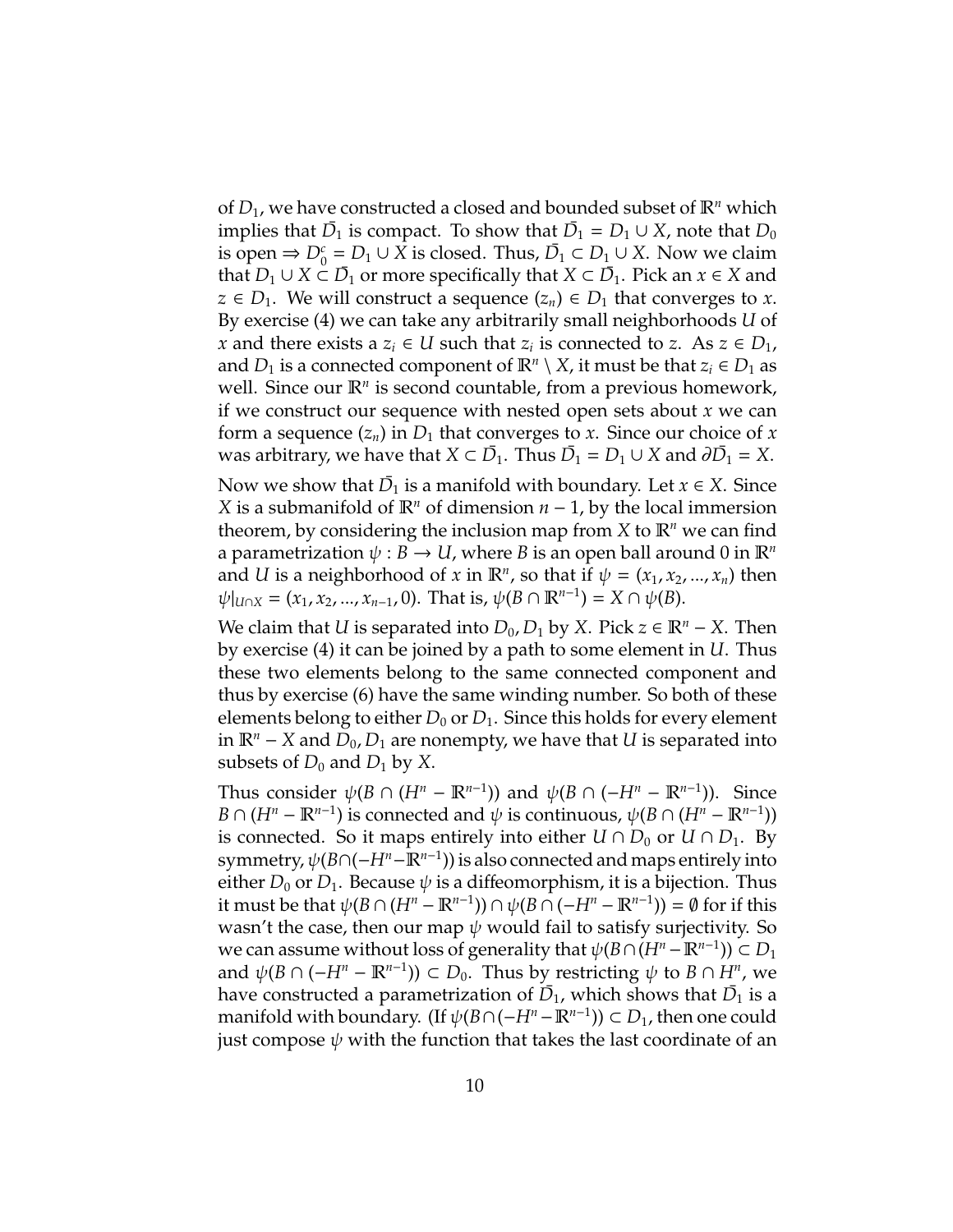of $D_1$, we have constructed a closed and bounded subset of $\mathbb{R}^n$ which implies that $\bar{D_1}$ is compact. To show that $\bar{D_1} = D_1 \cup X$, note that $D_0$ is open $\Rightarrow D_0^c = D_1 \cup X$ is closed. Thus, $\bar{D_1} \subset D_1 \cup X$. Now we claim that $D_1 \cup X \subset \bar{D_1}$ or more specifically that $X \subset \bar{D_1}$. Pick an $x \in X$ and $z \in D_1$. We will construct a sequence $(z_n) \in D_1$ that converges to $x$. By exercise (4) we can take any arbitrarily small neighborhoods $U$ of $x$ and there exists a $z_i \in U$ such that $z_i$ is connected to $z$. As $z \in D_1$, and $D_1$ is a connected component of $\mathbb{R}^n \setminus X$, it must be that $z_i \in D_1$ as well. Since our $\mathbb{R}^n$ is second countable, from a previous homework, if we construct our sequence with nested open sets about $x$ we can form a sequence $(z_n)$ in $D_1$ that converges to $x$. Since our choice of $x$ was arbitrary, we have that $X \subset \bar{D_1}$. Thus $\bar{D_1} = D_1 \cup X$ and $\partial \bar{D_1} = X$.

Now we show that $\bar{D_1}$ is a manifold with boundary. Let $x \in X$. Since $X$ is a submanifold of $\mathbb{R}^n$ of dimension $n-1$, by the local immersion theorem, by considering the inclusion map from $X$ to $\mathbb{R}^n$ we can find a parametrization $\psi : B \to U$, where $B$ is an open ball around 0 in $\mathbb{R}^n$ and $U$ is a neighborhood of $x$ in $\mathbb{R}^n$, so that if $\psi = (x_1, x_2, ..., x_n)$ then $\psi|_{U \cap X} = (x_1, x_2, ..., x_{n-1}, 0)$. That is, $\psi(B \cap \mathbb{R}^{n-1}) = X \cap \psi(B)$.

We claim that $U$ is separated into $D_0, D_1$ by $X$. Pick $z \in \mathbb{R}^n - X$. Then by exercise (4) it can be joined by a path to some element in $U$. Thus these two elements belong to the same connected component and thus by exercise (6) have the same winding number. So both of these elements belong to either $D_0$ or $D_1$. Since this holds for every element in $\mathbb{R}^n - X$ and $D_0, D_1$ are nonempty, we have that $U$ is separated into subsets of $D_0$ and $D_1$ by $X$.

Thus consider $\psi(B \cap (H^n - \mathbb{R}^{n-1}))$ and $\psi(B \cap (-H^n - \mathbb{R}^{n-1}))$. Since $B \cap (H^n - \mathbb{R}^{n-1})$ is connected and $\psi$ is continuous, $\psi(B \cap (H^n - \mathbb{R}^{n-1}))$ is connected. So it maps entirely into either $U \cap D_0$ or $U \cap D_1$. By symmetry, $\psi(B \cap (-H^n - \mathbb{R}^{n-1}))$ is also connected and maps entirely into either $D_0$ or $D_1$. Because $\psi$ is a diffeomorphism, it is a bijection. Thus it must be that $\psi(B \cap (H^n - \mathbb{R}^{n-1})) \cap \psi(B \cap (-H^n - \mathbb{R}^{n-1})) = \emptyset$ for if this wasn't the case, then our map $\psi$ would fail to satisfy surjectivity. So we can assume without loss of generality that $\psi(B \cap (H^n - \mathbb{R}^{n-1})) \subset D_1$ and $\psi(B \cap (-H^n - \mathbb{R}^{n-1})) \subset D_0$. Thus by restricting $\psi$ to $B \cap H^n$, we have constructed a parametrization of $\bar{D_1}$, which shows that $\bar{D_1}$ is a manifold with boundary. (If $\psi(B \cap (-H^n - \mathbb{R}^{n-1})) \subset D_1$, then one could just compose $\psi$ with the function that takes the last coordinate of an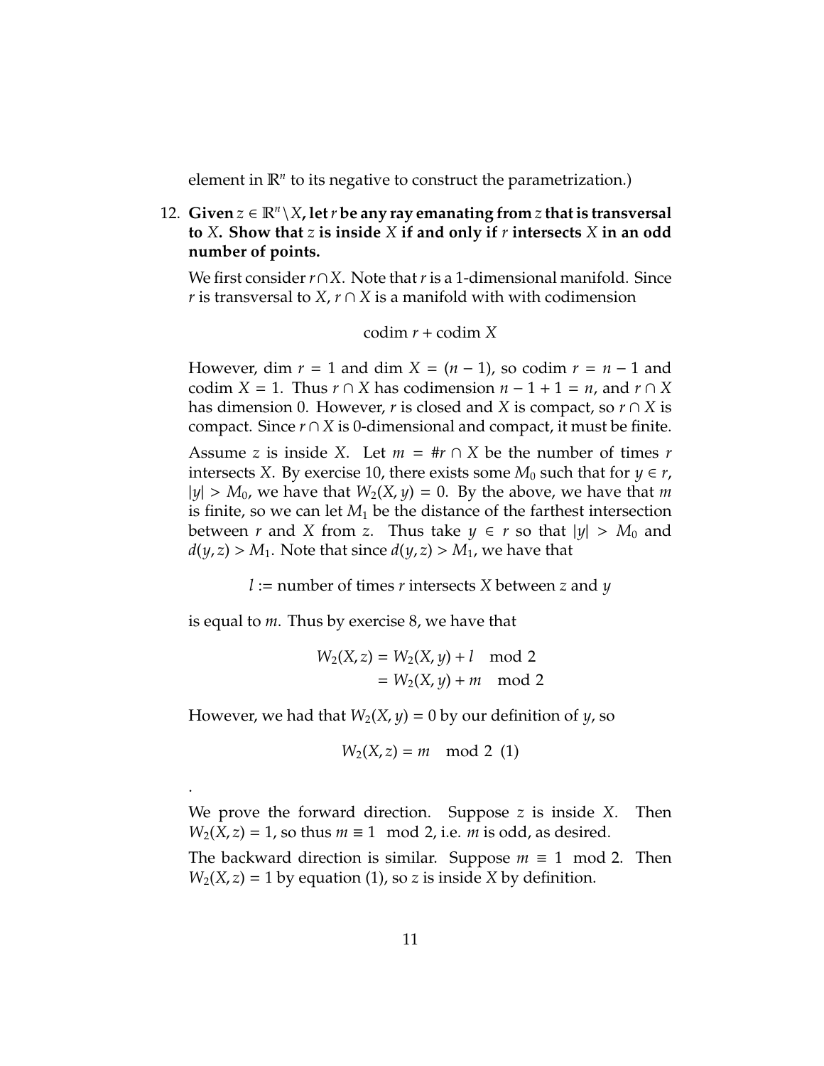element in $\mathbb{R}^n$ to its negative to construct the parametrization.)

12. **Given $z \in \mathbb{R}^n \setminus X$, let $r$ be any ray emanating from $z$ that is transversal to $X$. Show that $z$ is inside $X$ if and only if $r$ intersects $X$ in an odd number of points.**

    We first consider $r \cap X$. Note that $r$ is a 1-dimensional manifold. Since $r$ is transversal to $X$, $r \cap X$ is a manifold with with codimension

    $$\text{codim } r + \text{codim } X$$

    However, $\dim r = 1$ and $\dim X = (n-1)$, so $\text{codim } r = n - 1$ and $\text{codim } X = 1$. Thus $r \cap X$ has codimension $n - 1 + 1 = n$, and $r \cap X$ has dimension 0. However, $r$ is closed and $X$ is compact, so $r \cap X$ is compact. Since $r \cap X$ is 0-dimensional and compact, it must be finite.

    Assume $z$ is inside $X$. Let $m = \# r \cap X$ be the number of times $r$ intersects $X$. By exercise 10, there exists some $M_0$ such that for $y \in r$, $|y| > M_0$, we have that $W_2(X, y) = 0$. By the above, we have that $m$ is finite, so we can let $M_1$ be the distance of the farthest intersection between $r$ and $X$ from $z$. Thus take $y \in r$ so that $|y| > M_0$ and $d(y, z) > M_1$. Note that since $d(y, z) > M_1$, we have that

    $$l := \text{number of times } r \text{ intersects } X \text{ between } z \text{ and } y$$

    is equal to $m$. Thus by exercise 8, we have that

    $$\begin{aligned} W_2(X, z) &= W_2(X, y) + l \mod 2 \\ &= W_2(X, y) + m \mod 2 \end{aligned}$$

    However, we had that $W_2(X, y) = 0$ by our definition of $y$, so

    $$W_2(X, z) = m \mod 2 \quad (1)$$

    .

    We prove the forward direction. Suppose $z$ is inside $X$. Then $W_2(X, z) = 1$, so thus $m \equiv 1 \mod 2$, i.e. $m$ is odd, as desired.

    The backward direction is similar. Suppose $m \equiv 1 \mod 2$. Then $W_2(X, z) = 1$ by equation (1), so $z$ is inside $X$ by definition.